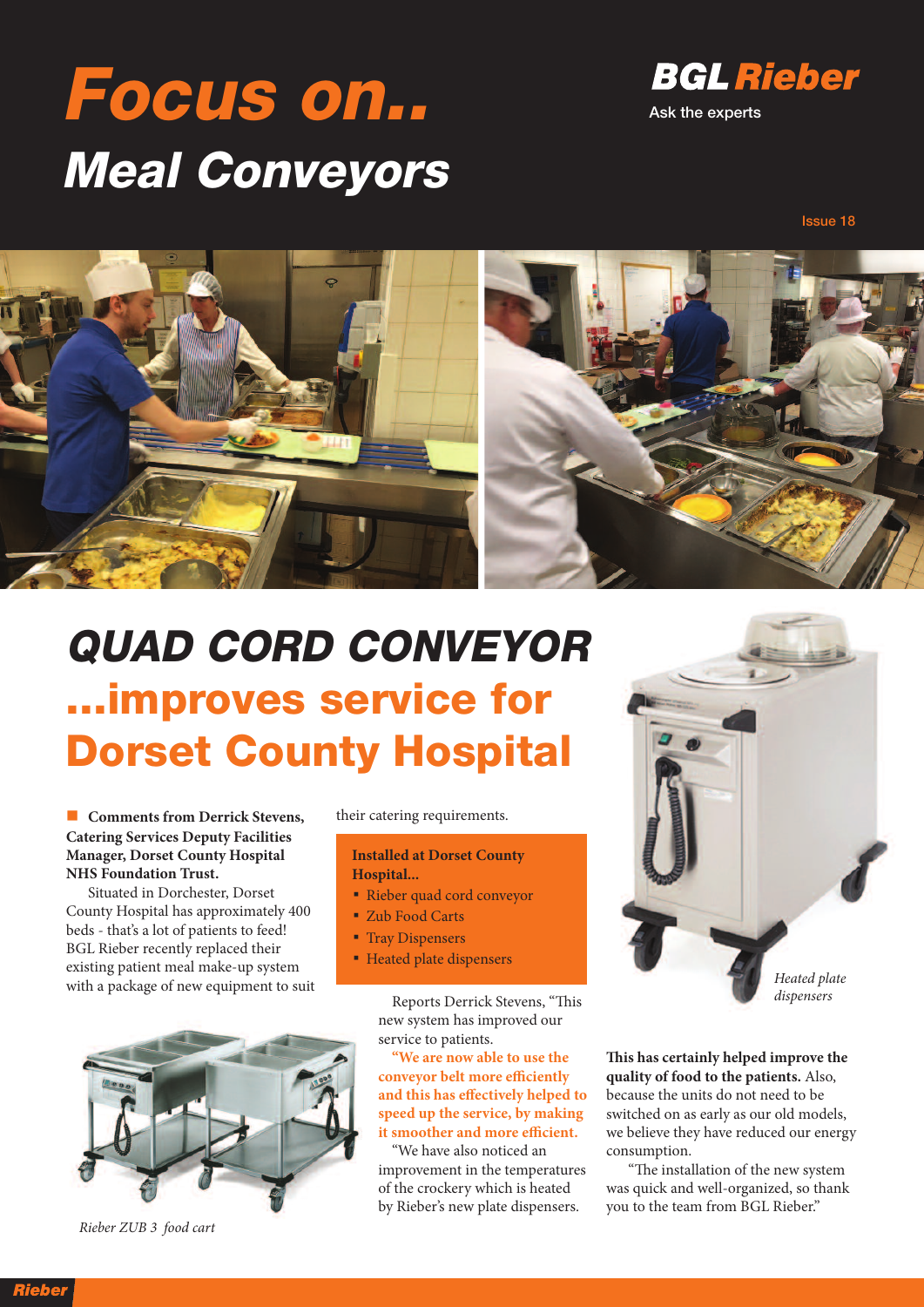# Focus on..

## Meal Conveyors

**BGL Rieber**

Ask the experts

Issue 18

# QUAD CORD CONVEYOR

# ...improves service for Dorset County Hospital

**Comments from Derrick Stevens, Catering Services Deputy Facilities Manager, Dorset County Hospital NHS Foundation Trust.**

Situated in Dorchester, Dorset County Hospital has approximately 400 beds - that's a lot of patients to feed! BGL Rieber recently replaced their existing patient meal make-up system with a package of new equipment to suit their catering requirements.

**Installed at Dorset County Hospital...**

- Rieber quad cord conveyor
- Zub Food Carts
- Tray Dispensers
- Heated plate dispensers

Reports Derrick Stevens, "This new system has improved our service to patients.

**"We are now able to use the conveyor belt more efficiently and this has effectively helped to speed up the service, by making it smoother and more efficient.**

"We have also noticed an improvement in the temperatures of the crockery which is heated by Rieber's new plate dispensers. **This has certainly helped improve the quality of food to the patients.** Also, because the units do not need to be switched on as early as our old models, we believe they have reduced our energy consumption.

"The installation of the new system was quick and well-organized, so thank you to the team from BGL Rieber."

*Rieber ZUB 3 food cart*

*Heated plate dispensers*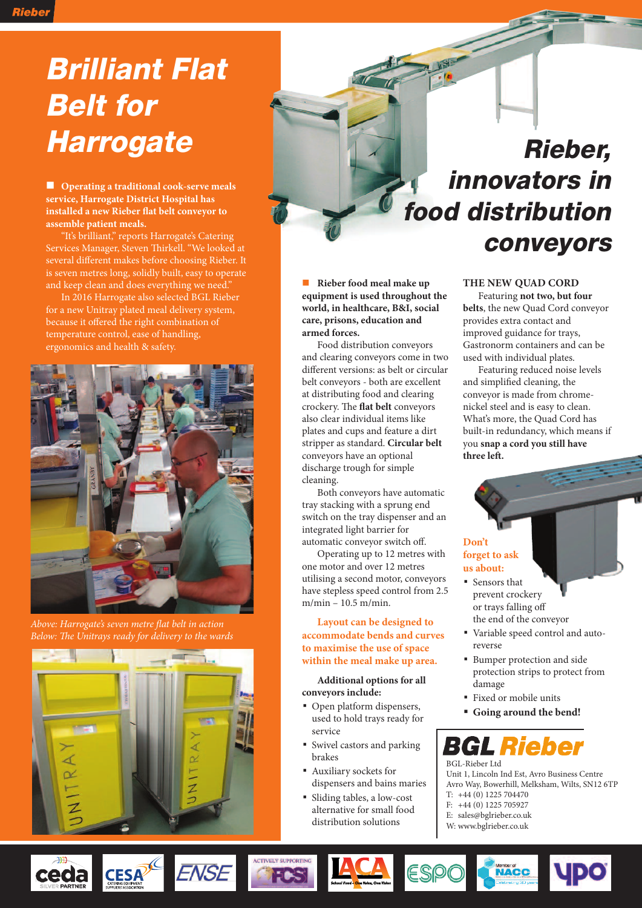# Brilliant Flat Belt for Harrogate

**Operating a traditional cook-serve meals service, Harrogate District Hospital has installed a new Rieber flat belt conveyor to assemble patient meals.**

"It's brilliant," reports Harrogate's Catering Services Manager, Steven Thirkell. "We looked at several different makes before choosing Rieber. It is seven metres long, solidly built, easy to operate and keep clean and does everything we need."

In 2016 Harrogate also selected BGL Rieber for a new Unitray plated meal delivery system, because it offered the right combination of temperature control, ease of handling, ergonomics and health & safety.

*Above: Harrogate's seven metre flat belt in action*
*Below: The Unitrays ready for delivery to the wards*

# Rieber, innovators in food distribution conveyors

**Rieber food meal make up equipment is used throughout the world, in healthcare, B&I, social care, prisons, education and armed forces.**

Food distribution conveyors and clearing conveyors come in two different versions: as belt or circular belt conveyors - both are excellent at distributing food and clearing crockery. The **flat belt** conveyors also clear individual items like plates and cups and feature a dirt stripper as standard. **Circular belt** conveyors have an optional discharge trough for simple cleaning.

Both conveyors have automatic tray stacking with a sprung end switch on the tray dispenser and an integrated light barrier for automatic conveyor switch off.

Operating up to 12 metres with one motor and over 12 metres utilising a second motor, conveyors have stepless speed control from 2.5 m/min – 10.5 m/min.

**Layout can be designed to accommodate bends and curves to maximise the use of space within the meal make up area.**

**Additional options for all conveyors include:**

- Open platform dispensers, used to hold trays ready for service
- Swivel castors and parking brakes
- Auxiliary sockets for dispensers and bains maries
- Sliding tables, a low-cost alternative for small food distribution solutions

**THE NEW QUAD CORD**

Featuring **not two, but four belts**, the new Quad Cord conveyor provides extra contact and improved guidance for trays, Gastronorm containers and can be used with individual plates.

Featuring reduced noise levels and simplified cleaning, the conveyor is made from chrome-nickel steel and is easy to clean. What's more, the Quad Cord has built-in redundancy, which means if you **snap a cord you still have three left.**

**Don't forget to ask us about:**

- Sensors that prevent crockery or trays falling off the end of the conveyor
- Variable speed control and auto-reverse
- Bumper protection and side protection strips to protect from damage
- Fixed or mobile units
- **Going around the bend!**

**BGL Rieber**

BGL-Rieber Ltd
Unit 1, Lincoln Ind Est, Avro Business Centre
Avro Way, Bowerhill, Melksham, Wilts, SN12 6TP
T: +44 (0) 1225 704470
F: +44 (0) 1225 705927
E: sales@bglrieber.co.uk
W: www.bglrieber.co.uk